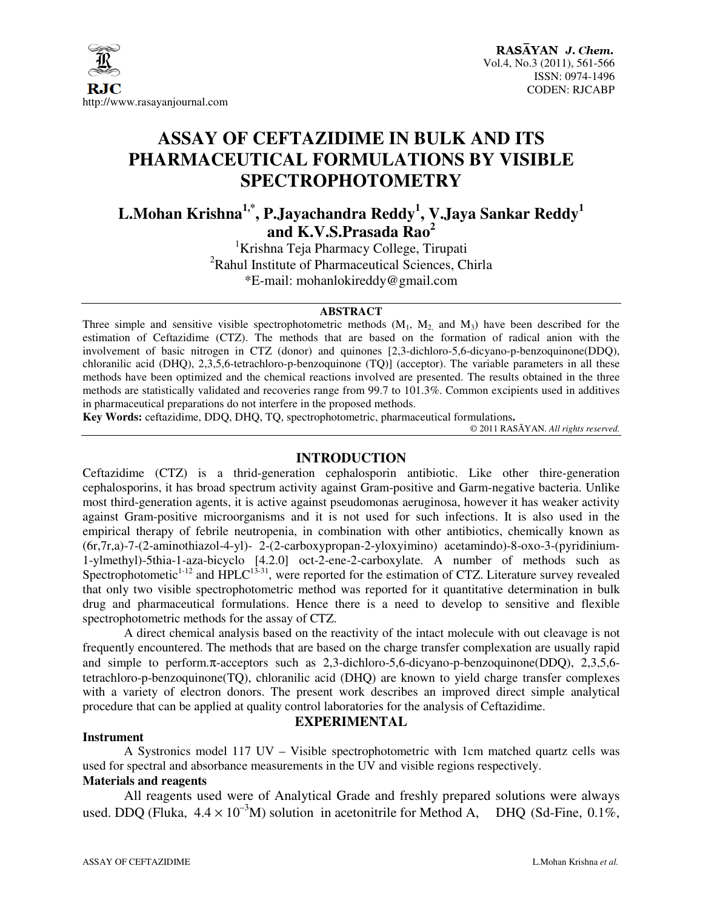# ASSAY OF CEFTAZIDIME IN BULK AND ITS PHARMACEUTICAL FORMULATIONS BY VISIBLE SPECTROPHOTOMETRY

**L.Mohan Krishna[1,*], P.Jayachandra Reddy[1], V.Jaya Sankar Reddy[1] and K.V.S.Prasada Rao[2]**

[1]Krishna Teja Pharmacy College, Tirupati

[2]Rahul Institute of Pharmaceutical Sciences, Chirla

*E-mail: mohanlokireddy@gmail.com

## ABSTRACT

Three simple and sensitive visible spectrophotometric methods ($M_1$, $M_2$, and $M_3$) have been described for the estimation of Ceftazidime (CTZ). The methods that are based on the formation of radical anion with the involvement of basic nitrogen in CTZ (donor) and quinones [2,3-dichloro-5,6-dicyano-p-benzoquinone(DDQ), chloranilic acid (DHQ), 2,3,5,6-tetrachloro-p-benzoquinone (TQ)] (acceptor). The variable parameters in all these methods have been optimized and the chemical reactions involved are presented. The results obtained in the three methods are statistically validated and recoveries range from 99.7 to 101.3%. Common excipients used in additives in pharmaceutical preparations do not interfere in the proposed methods.

**Key Words:** ceftazidime, DDQ, DHQ, TQ, spectrophotometric, pharmaceutical formulations.

© 2011 RASĀYAN. *All rights reserved.*

## INTRODUCTION

Ceftazidime (CTZ) is a thrid-generation cephalosporin antibiotic. Like other thire-generation cephalosporins, it has broad spectrum activity against Gram-positive and Garm-negative bacteria. Unlike most third-generation agents, it is active against pseudomonas aeruginosa, however it has weaker activity against Gram-positive microorganisms and it is not used for such infections. It is also used in the empirical therapy of febrile neutropenia, in combination with other antibiotics, chemically known as (6r,7r,a)-7-(2-aminothiazol-4-yl)- 2-(2-carboxypropan-2-yloxyimino) acetamindo)-8-oxo-3-(pyridinium-1-ylmethyl)-5thia-1-aza-bicyclo [4.2.0] oct-2-ene-2-carboxylate. A number of methods such as Spectrophotometic[1-12] and HPLC[13-31], were reported for the estimation of CTZ. Literature survey revealed that only two visible spectrophotometric method was reported for it quantitative determination in bulk drug and pharmaceutical formulations. Hence there is a need to develop to sensitive and flexible spectrophotometric methods for the assay of CTZ.

A direct chemical analysis based on the reactivity of the intact molecule with out cleavage is not frequently encountered. The methods that are based on the charge transfer complexation are usually rapid and simple to perform.π-acceptors such as 2,3-dichloro-5,6-dicyano-p-benzoquinone(DDQ), 2,3,5,6-tetrachloro-p-benzoquinone(TQ), chloranilic acid (DHQ) are known to yield charge transfer complexes with a variety of electron donors. The present work describes an improved direct simple analytical procedure that can be applied at quality control laboratories for the analysis of Ceftazidime.

## EXPERIMENTAL

### Instrument

A Systronics model 117 UV – Visible spectrophotometric with 1cm matched quartz cells was used for spectral and absorbance measurements in the UV and visible regions respectively.

### Materials and reagents

All reagents used were of Analytical Grade and freshly prepared solutions were always used. DDQ (Fluka, $4.4 \times 10^{-3}$M) solution in acetonitrile for Method A, DHQ (Sd-Fine, 0.1%,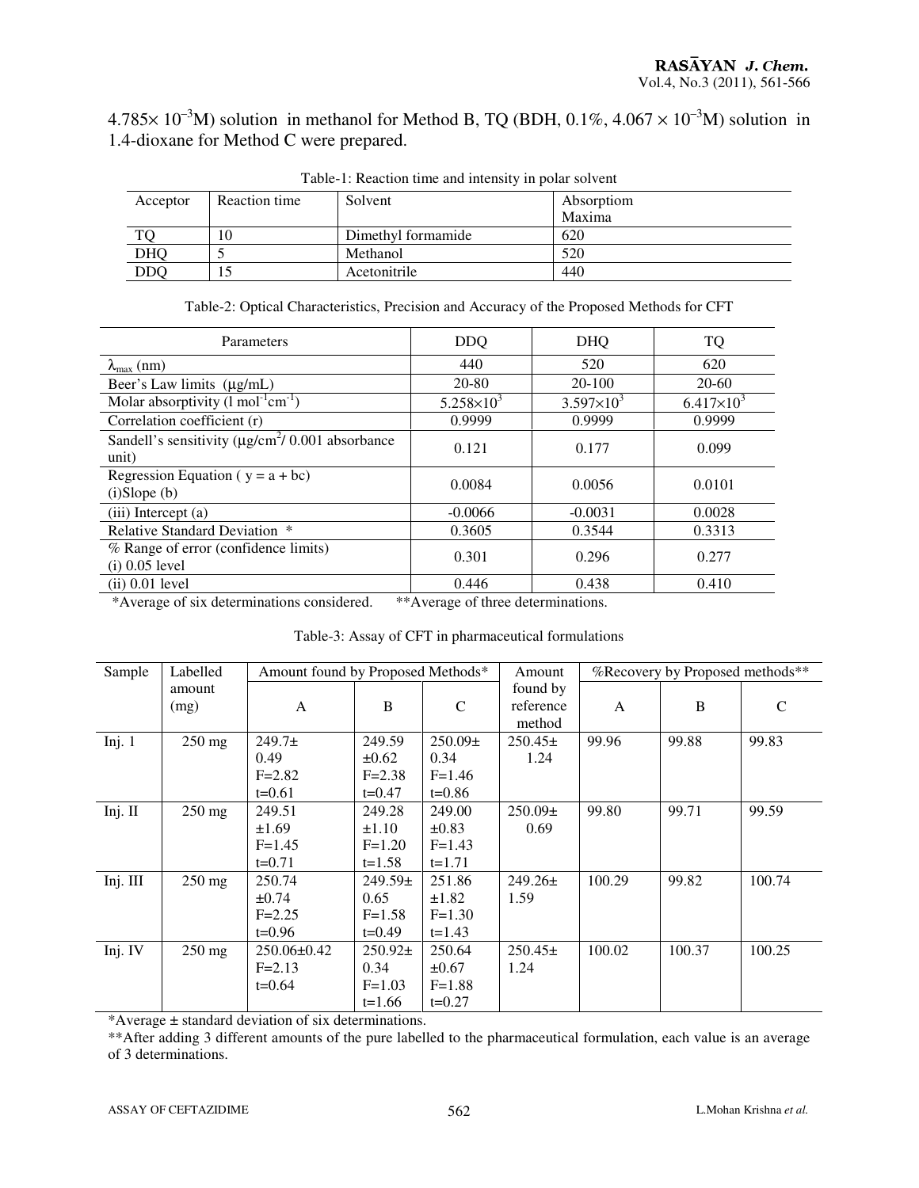$4.785 \times 10^{-3}$M) solution in methanol for Method B, TQ (BDH, 0.1%, $4.067 \times 10^{-3}$M) solution in 1.4-dioxane for Method C were prepared.

Table-1: Reaction time and intensity in polar solvent

| Acceptor | Reaction time | Solvent | Absorptiom Maxima |
|---|---|---|---|
| TQ | 10 | Dimethyl formamide | 620 |
| DHQ | 5 | Methanol | 520 |
| DDQ | 15 | Acetonitrile | 440 |

Table-2: Optical Characteristics, Precision and Accuracy of the Proposed Methods for CFT

| Parameters | DDQ | DHQ | TQ |
|---|---|---|---|
| $\lambda_{max}$ (nm) | 440 | 520 | 620 |
| Beer's Law limits (μg/mL) | 20-80 | 20-100 | 20-60 |
| Molar absorptivity ($l\ mol^{-1}cm^{-1}$) | $5.258\times10^{3}$ | $3.597\times10^{3}$ | $6.417\times10^{3}$ |
| Correlation coefficient (r) | 0.9999 | 0.9999 | 0.9999 |
| Sandell's sensitivity (μg/cm$^2$/ 0.001 absorbance unit) | 0.121 | 0.177 | 0.099 |
| Regression Equation ( y = a + bc) (i)Slope (b) | 0.0084 | 0.0056 | 0.0101 |
| (iii) Intercept (a) | -0.0066 | -0.0031 | 0.0028 |
| Relative Standard Deviation * | 0.3605 | 0.3544 | 0.3313 |
| % Range of error (confidence limits) (i) 0.05 level | 0.301 | 0.296 | 0.277 |
| (ii) 0.01 level | 0.446 | 0.438 | 0.410 |

*Average of six determinations considered. **Average of three determinations.

Table-3: Assay of CFT in pharmaceutical formulations

| Sample | Labelled amount (mg) | Amount found by Proposed Methods* | | | Amount found by reference method | %Recovery by Proposed methods** | | |
|---|---|---|---|---|---|---|---|---|
| | | A | B | C | | A | B | C |
| Inj. 1 | 250 mg | 249.7± 0.49 F=2.82 t=0.61 | 249.59 ±0.62 F=2.38 t=0.47 | 250.09± 0.34 F=1.46 t=0.86 | 250.45± 1.24 | 99.96 | 99.88 | 99.83 |
| Inj. II | 250 mg | 249.51 ±1.69 F=1.45 t=0.71 | 249.28 ±1.10 F=1.20 t=1.58 | 249.00 ±0.83 F=1.43 t=1.71 | 250.09± 0.69 | 99.80 | 99.71 | 99.59 |
| Inj. III | 250 mg | 250.74 ±0.74 F=2.25 t=0.96 | 249.59± 0.65 F=1.58 t=0.49 | 251.86 ±1.82 F=1.30 t=1.43 | 249.26± 1.59 | 100.29 | 99.82 | 100.74 |
| Inj. IV | 250 mg | 250.06±0.42 F=2.13 t=0.64 | 250.92± 0.34 F=1.03 t=1.66 | 250.64 ±0.67 F=1.88 t=0.27 | 250.45± 1.24 | 100.02 | 100.37 | 100.25 |

*Average ± standard deviation of six determinations.

**After adding 3 different amounts of the pure labelled to the pharmaceutical formulation, each value is an average of 3 determinations.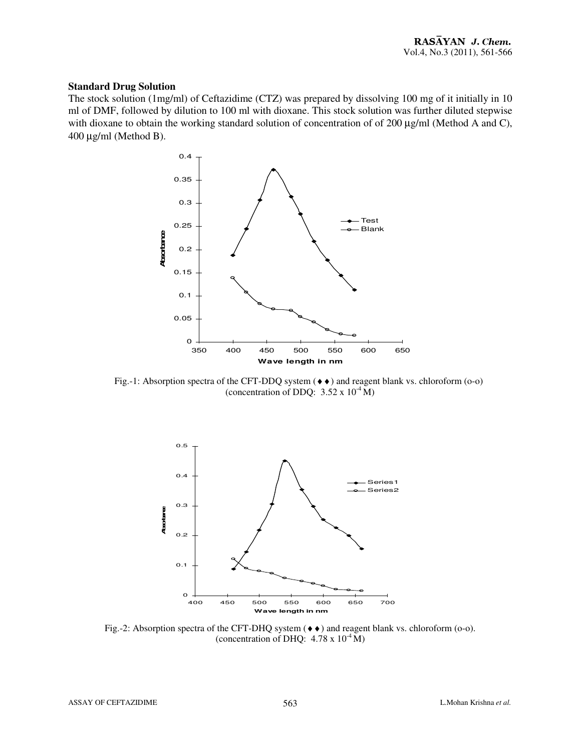**Standard Drug Solution**

The stock solution (1mg/ml) of Ceftazidime (CTZ) was prepared by dissolving 100 mg of it initially in 10 ml of DMF, followed by dilution to 100 ml with dioxane. This stock solution was further diluted stepwise with dioxane to obtain the working standard solution of concentration of of 200 μg/ml (Method A and C), 400 μg/ml (Method B).

Fig.-1: Absorption spectra of the CFT-DDQ system (♦♦) and reagent blank vs. chloroform (o-o) (concentration of DDQ: $3.52 \times 10^{-4}$ M)

Fig.-2: Absorption spectra of the CFT-DHQ system (♦♦) and reagent blank vs. chloroform (o-o). (concentration of DHQ: $4.78 \times 10^{-4}$ M)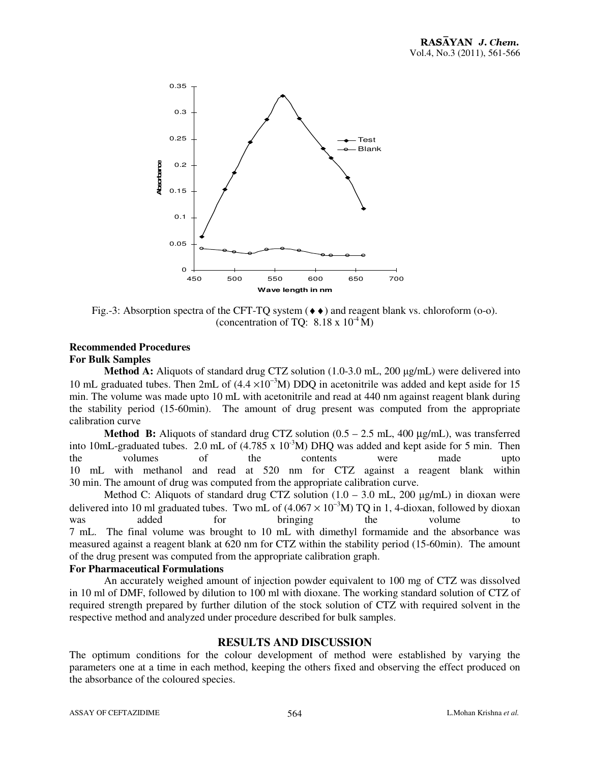Fig.-3: Absorption spectra of the CFT-TQ system (♦♦) and reagent blank vs. chloroform (o-o). (concentration of TQ: $8.18 \times 10^{-4}$ M)

### Recommended Procedures

#### For Bulk Samples

**Method A:** Aliquots of standard drug CTZ solution (1.0-3.0 mL, 200 μg/mL) were delivered into 10 mL graduated tubes. Then 2mL of ($4.4 \times 10^{-3}$M) DDQ in acetonitrile was added and kept aside for 15 min. The volume was made upto 10 mL with acetonitrile and read at 440 nm against reagent blank during the stability period (15-60min). The amount of drug present was computed from the appropriate calibration curve

**Method B:** Aliquots of standard drug CTZ solution (0.5 – 2.5 mL, 400 μg/mL), was transferred into 10mL-graduated tubes. 2.0 mL of ($4.785 \times 10^{-3}$M) DHQ was added and kept aside for 5 min. Then the volumes of the contents were made upto 10 mL with methanol and read at 520 nm for CTZ against a reagent blank within 30 min. The amount of drug was computed from the appropriate calibration curve.

Method C: Aliquots of standard drug CTZ solution (1.0 – 3.0 mL, 200 μg/mL) in dioxan were delivered into 10 ml graduated tubes. Two mL of ($4.067 \times 10^{-3}$M) TQ in 1, 4-dioxan, followed by dioxan was added for bringing the volume to 7 mL. The final volume was brought to 10 mL with dimethyl formamide and the absorbance was measured against a reagent blank at 620 nm for CTZ within the stability period (15-60min). The amount of the drug present was computed from the appropriate calibration graph.

#### For Pharmaceutical Formulations

An accurately weighed amount of injection powder equivalent to 100 mg of CTZ was dissolved in 10 ml of DMF, followed by dilution to 100 ml with dioxane. The working standard solution of CTZ of required strength prepared by further dilution of the stock solution of CTZ with required solvent in the respective method and analyzed under procedure described for bulk samples.

## RESULTS AND DISCUSSION

The optimum conditions for the colour development of method were established by varying the parameters one at a time in each method, keeping the others fixed and observing the effect produced on the absorbance of the coloured species.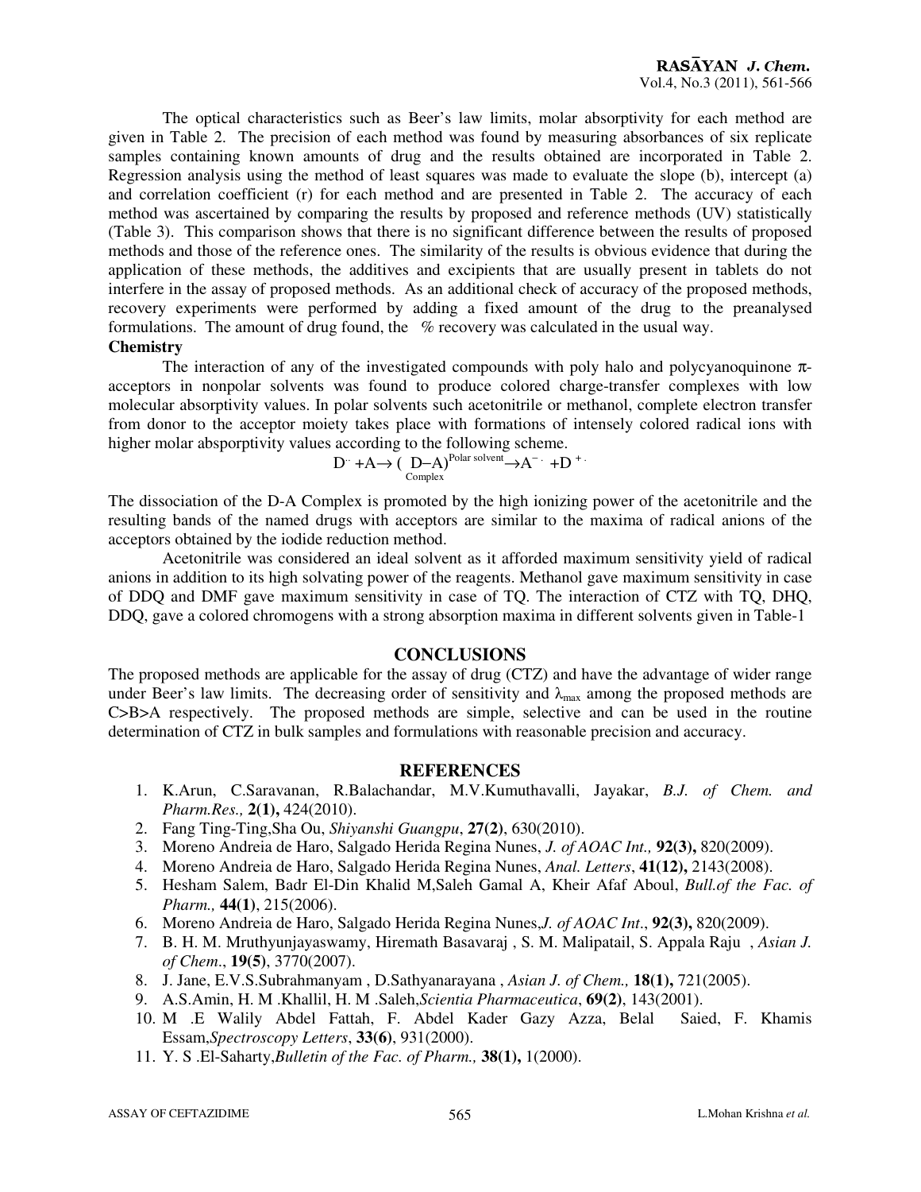The optical characteristics such as Beer's law limits, molar absorptivity for each method are given in Table 2. The precision of each method was found by measuring absorbances of six replicate samples containing known amounts of drug and the results obtained are incorporated in Table 2. Regression analysis using the method of least squares was made to evaluate the slope (b), intercept (a) and correlation coefficient (r) for each method and are presented in Table 2. The accuracy of each method was ascertained by comparing the results by proposed and reference methods (UV) statistically (Table 3). This comparison shows that there is no significant difference between the results of proposed methods and those of the reference ones. The similarity of the results is obvious evidence that during the application of these methods, the additives and excipients that are usually present in tablets do not interfere in the assay of proposed methods. As an additional check of accuracy of the proposed methods, recovery experiments were performed by adding a fixed amount of the drug to the preanalysed formulations. The amount of drug found, the % recovery was calculated in the usual way.

**Chemistry**

The interaction of any of the investigated compounds with poly halo and polycyanoquinone π-acceptors in nonpolar solvents was found to produce colored charge-transfer complexes with low molecular absorptivity values. In polar solvents such acetonitrile or methanol, complete electron transfer from donor to the acceptor moiety takes place with formations of intensely colored radical ions with higher molar absporptivity values according to the following scheme.

$$D^{\cdot\cdot} + A \rightarrow \underset{\text{Complex}}{(D\text{–}A)} \xrightarrow{\text{Polar solvent}} A^{-\cdot} + D^{+\cdot}$$

The dissociation of the D-A Complex is promoted by the high ionizing power of the acetonitrile and the resulting bands of the named drugs with acceptors are similar to the maxima of radical anions of the acceptors obtained by the iodide reduction method.

Acetonitrile was considered an ideal solvent as it afforded maximum sensitivity yield of radical anions in addition to its high solvating power of the reagents. Methanol gave maximum sensitivity in case of DDQ and DMF gave maximum sensitivity in case of TQ. The interaction of CTZ with TQ, DHQ, DDQ, gave a colored chromogens with a strong absorption maxima in different solvents given in Table-1

## CONCLUSIONS

The proposed methods are applicable for the assay of drug (CTZ) and have the advantage of wider range under Beer's law limits. The decreasing order of sensitivity and $\lambda_{max}$ among the proposed methods are C>B>A respectively. The proposed methods are simple, selective and can be used in the routine determination of CTZ in bulk samples and formulations with reasonable precision and accuracy.

## REFERENCES

1. K.Arun, C.Saravanan, R.Balachandar, M.V.Kumuthavalli, Jayakar, *B.J. of Chem. and Pharm.Res.,* **2(1),** 424(2010).
2. Fang Ting-Ting,Sha Ou, *Shiyanshi Guangpu*, **27(2)**, 630(2010).
3. Moreno Andreia de Haro, Salgado Herida Regina Nunes, *J. of AOAC Int.,* **92(3),** 820(2009).
4. Moreno Andreia de Haro, Salgado Herida Regina Nunes, *Anal. Letters*, **41(12),** 2143(2008).
5. Hesham Salem, Badr El-Din Khalid M,Saleh Gamal A, Kheir Afaf Aboul, *Bull.of the Fac. of Pharm.,* **44(1)**, 215(2006).
6. Moreno Andreia de Haro, Salgado Herida Regina Nunes,*J. of AOAC Int*., **92(3),** 820(2009).
7. B. H. M. Mruthyunjayaswamy, Hiremath Basavaraj , S. M. Malipatail, S. Appala Raju , *Asian J. of Chem*., **19(5)**, 3770(2007).
8. J. Jane, E.V.S.Subrahmanyam , D.Sathyanarayana , *Asian J. of Chem.,* **18(1),** 721(2005).
9. A.S.Amin, H. M .Khallil, H. M .Saleh,*Scientia Pharmaceutica*, **69(2)**, 143(2001).
10. M .E Walily Abdel Fattah, F. Abdel Kader Gazy Azza, Belal Saied, F. Khamis Essam,*Spectroscopy Letters*, **33(6)**, 931(2000).
11. Y. S .El-Saharty,*Bulletin of the Fac. of Pharm.,* **38(1),** 1(2000).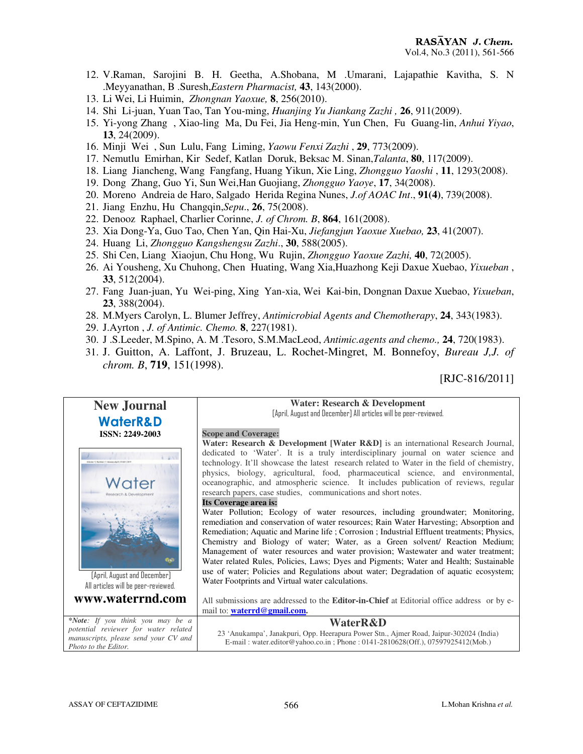12. V.Raman, Sarojini B. H. Geetha, A.Shobana, M .Umarani, Lajapathie Kavitha, S. N .Meyyanathan, B .Suresh,*Eastern Pharmacist,* **43**, 143(2000).
13. Li Wei, Li Huimin, *Zhongnan Yaoxue,* **8**, 256(2010).
14. Shi Li-juan, Yuan Tao, Tan You-ming, *Huanjing Yu Jiankang Zazhi ,* **26**, 911(2009).
15. Yi-yong Zhang , Xiao-ling Ma, Du Fei, Jia Heng-min, Yun Chen, Fu Guang-lin, *Anhui Yiyao*, **13**, 24(2009).
16. Minji Wei , Sun Lulu, Fang Liming, *Yaowu Fenxi Zazhi* , **29**, 773(2009).
17. Nemutlu Emirhan, Kir Sedef, Katlan Doruk, Beksac M. Sinan,*Talanta*, **80**, 117(2009).
18. Liang Jiancheng, Wang Fangfang, Huang Yikun, Xie Ling, *Zhongguo Yaoshi* , **11**, 1293(2008).
19. Dong Zhang, Guo Yi, Sun Wei,Han Guojiang, *Zhongguo Yaoye*, **17**, 34(2008).
20. Moreno Andreia de Haro, Salgado Herida Regina Nunes, *J.of AOAC Int*., **91(4)**, 739(2008).
21. Jiang Enzhu, Hu Changqin,*Sepu*., **26**, 75(2008).
22. Denooz Raphael, Charlier Corinne, *J. of Chrom. B*, **864**, 161(2008).
23. Xia Dong-Ya, Guo Tao, Chen Yan, Qin Hai-Xu, *Jiefangjun Yaoxue Xuebao,* **23**, 41(2007).
24. Huang Li, *Zhongguo Kangshengsu Zazhi*., **30**, 588(2005).
25. Shi Cen, Liang Xiaojun, Chu Hong, Wu Rujin, *Zhongguo Yaoxue Zazhi,* **40**, 72(2005).
26. Ai Yousheng, Xu Chuhong, Chen Huating, Wang Xia,Huazhong Keji Daxue Xuebao, *Yixueban* , **33**, 512(2004).
27. Fang Juan-juan, Yu Wei-ping, Xing Yan-xia, Wei Kai-bin, Dongnan Daxue Xuebao, *Yixueban*, **23**, 388(2004).
28. M.Myers Carolyn, L. Blumer Jeffrey, *Antimicrobial Agents and Chemotherapy*, **24**, 343(1983).
29. J.Ayrton , *J. of Antimic. Chemo.* **8**, 227(1981).
30. J .S.Leeder, M.Spino, A. M .Tesoro, S.M.MacLeod, *Antimic.agents and chemo.,* **24**, 720(1983).
31. J. Guitton, A. Laffont, J. Bruzeau, L. Rochet-Mingret, M. Bonnefoy, *Bureau J,J. of chrom. B*, **719**, 151(1998).

[RJC-816/2011]

| | |
|---|---|
| **New Journal** **WaterR&D** **ISSN: 2249-2003** [April, August and December] All articles will be peer-reviewed. **www.waterrnd.com** | **Water: Research & Development** [April, August and December] All articles will be peer-reviewed. **Scope and Coverage:** **Water: Research & Development [Water R&D]** is an international Research Journal, dedicated to 'Water'. It is a truly interdisciplinary journal on water science and technology. It'll showcase the latest research related to Water in the field of chemistry, physics, biology, agricultural, food, pharmaceutical science, and environmental, oceanographic, and atmospheric science. It includes publication of reviews, regular research papers, case studies, communications and short notes. **Its Coverage area is:** Water Pollution; Ecology of water resources, including groundwater; Monitoring, remediation and conservation of water resources; Rain Water Harvesting; Absorption and Remediation; Aquatic and Marine life ; Corrosion ; Industrial Effluent treatments; Physics, Chemistry and Biology of water; Water, as a Green solvent/ Reaction Medium; Management of water resources and water provision; Wastewater and water treatment; Water related Rules, Policies, Laws; Dyes and Pigments; Water and Health; Sustainable use of water; Policies and Regulations about water; Degradation of aquatic ecosystem; Water Footprints and Virtual water calculations. All submissions are addressed to the **Editor-in-Chief** at Editorial office address or by e-mail to: **waterrd@gmail.com.** |
| ***Note**: If you think you may be a potential reviewer for water related manuscripts, please send your CV and Photo to the Editor.* | **WaterR&D** 23 'Anukampa', Janakpuri, Opp. Heerapura Power Stn., Ajmer Road, Jaipur-302024 (India) E-mail : water.editor@yahoo.co.in ; Phone : 0141-2810628(Off.), 07597925412(Mob.) |